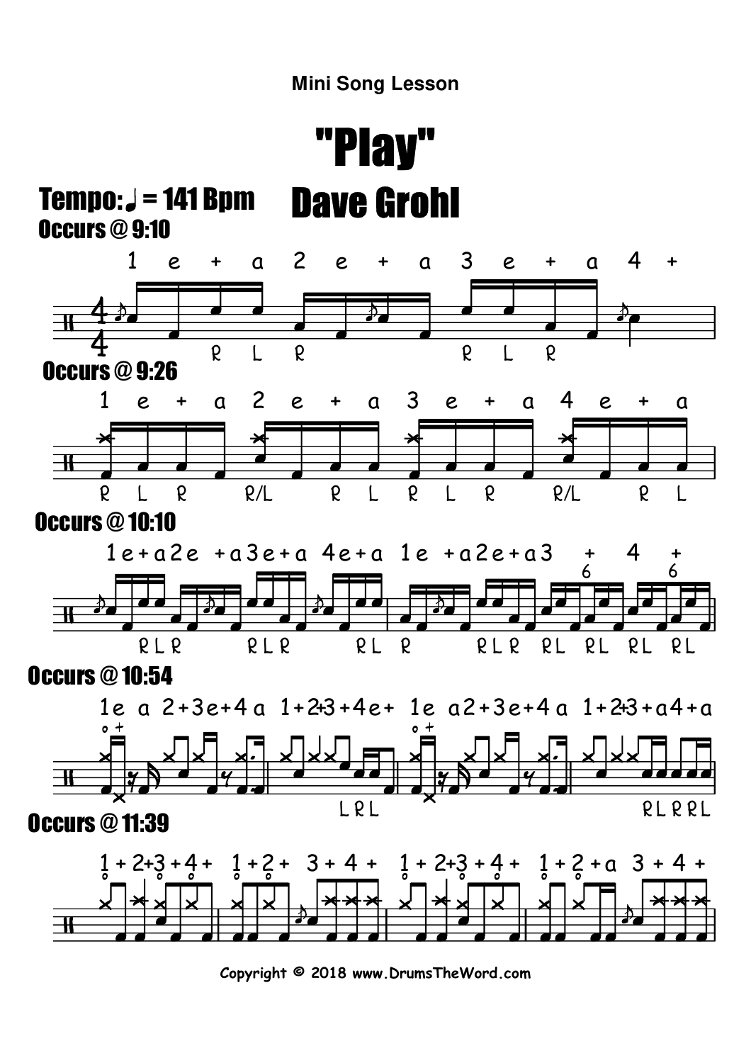Mini Song Lesson

# "Play"

# Dave Grohl

**Tempo: ♩ = 141 Bpm**

**Occurs @ 9:10**

**Occurs @ 9:26**

**Occurs @ 10:10**

**Occurs @ 10:54**

**Occurs @ 11:39**

Copyright © 2018 www.DrumsTheWord.com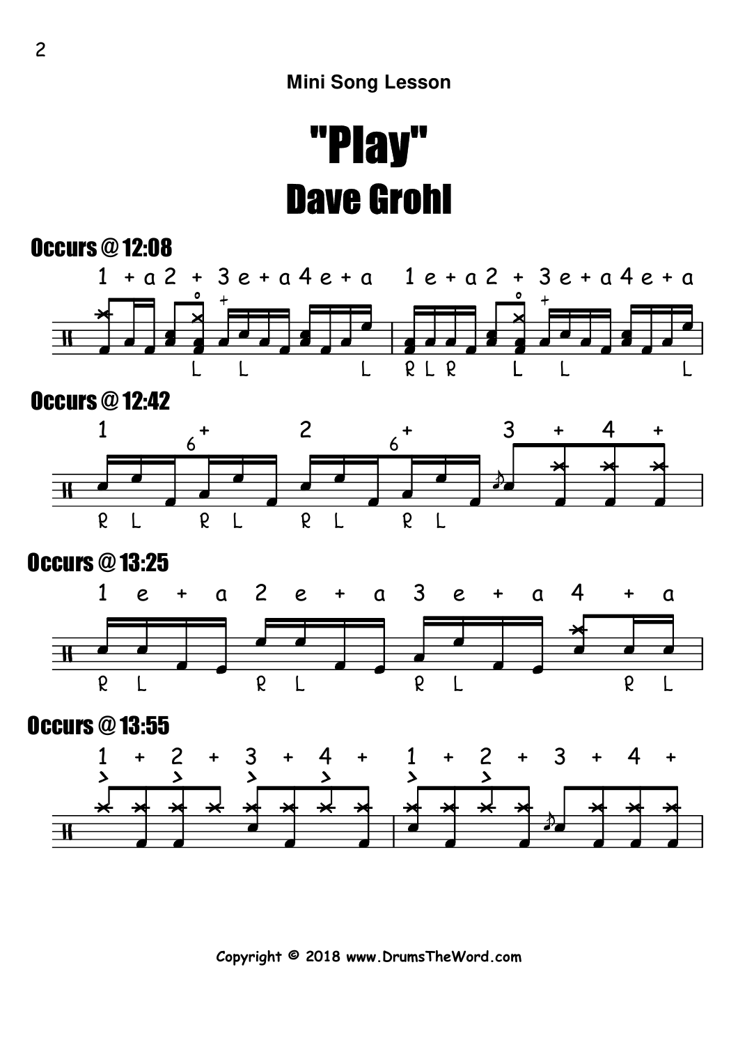Mini Song Lesson

# "Play"

# Dave Grohl

## Occurs @ 12:08

1 + a 2 + 3 e + a 4 e + a 1 e + a 2 + 3 e + a 4 e + a

L L L R L R L L L

## Occurs @ 12:42

1 6 + 2 6 + 3 + 4 +

R L R L R L R L

## Occurs @ 13:25

1 e + a 2 e + a 3 e + a 4 + a

R L R L R L R L

## Occurs @ 13:55

1 + 2 + 3 + 4 + 1 + 2 + 3 + 4 +

Copyright © 2018 www.DrumsTheWord.com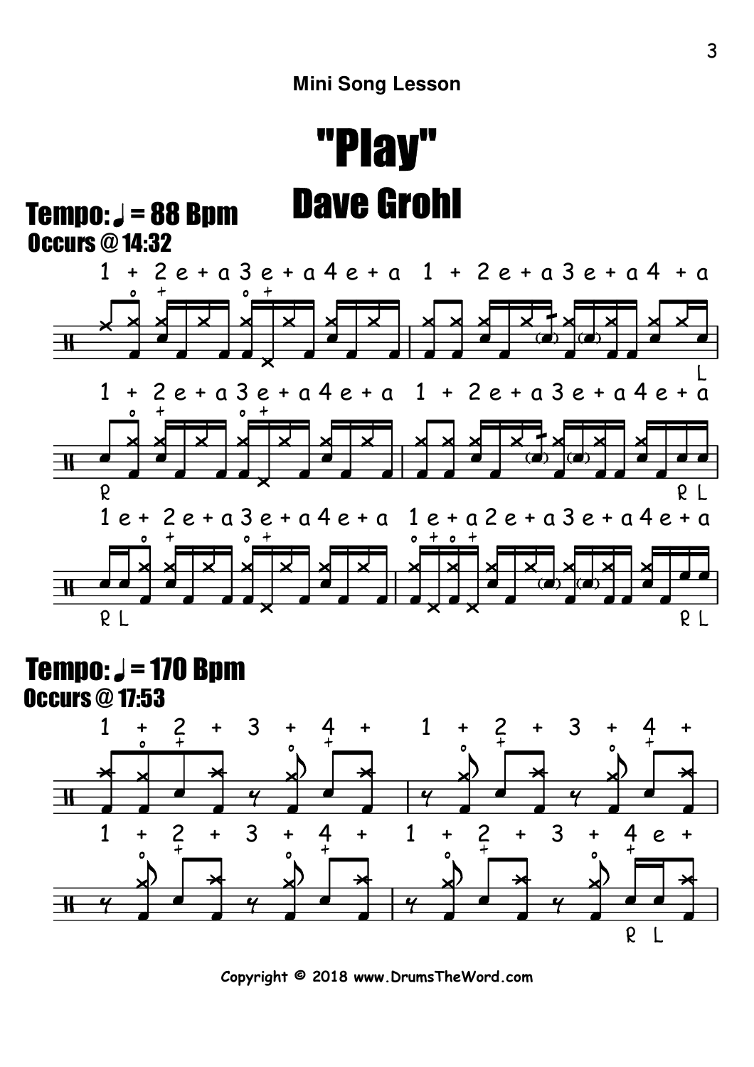Mini Song Lesson

# "Play"

## Dave Grohl

**Tempo: ♩ = 88 Bpm**
**Occurs @ 14:32**

1 + 2 e + a 3 e + a 4 e + a 1 + 2 e + a 3 e + a 4 + a

L

1 + 2 e + a 3 e + a 4 e + a 1 + 2 e + a 3 e + a 4 e + a

R R L

1 e + 2 e + a 3 e + a 4 e + a 1 e + a 2 e + a 3 e + a 4 e + a

R L R L

**Tempo: ♩ = 170 Bpm**
**Occurs @ 17:53**

1 + 2 + 3 + 4 + 1 + 2 + 3 + 4 +

1 + 2 + 3 + 4 + 1 + 2 + 3 + 4 e +

R L

Copyright © 2018 www.DrumsTheWord.com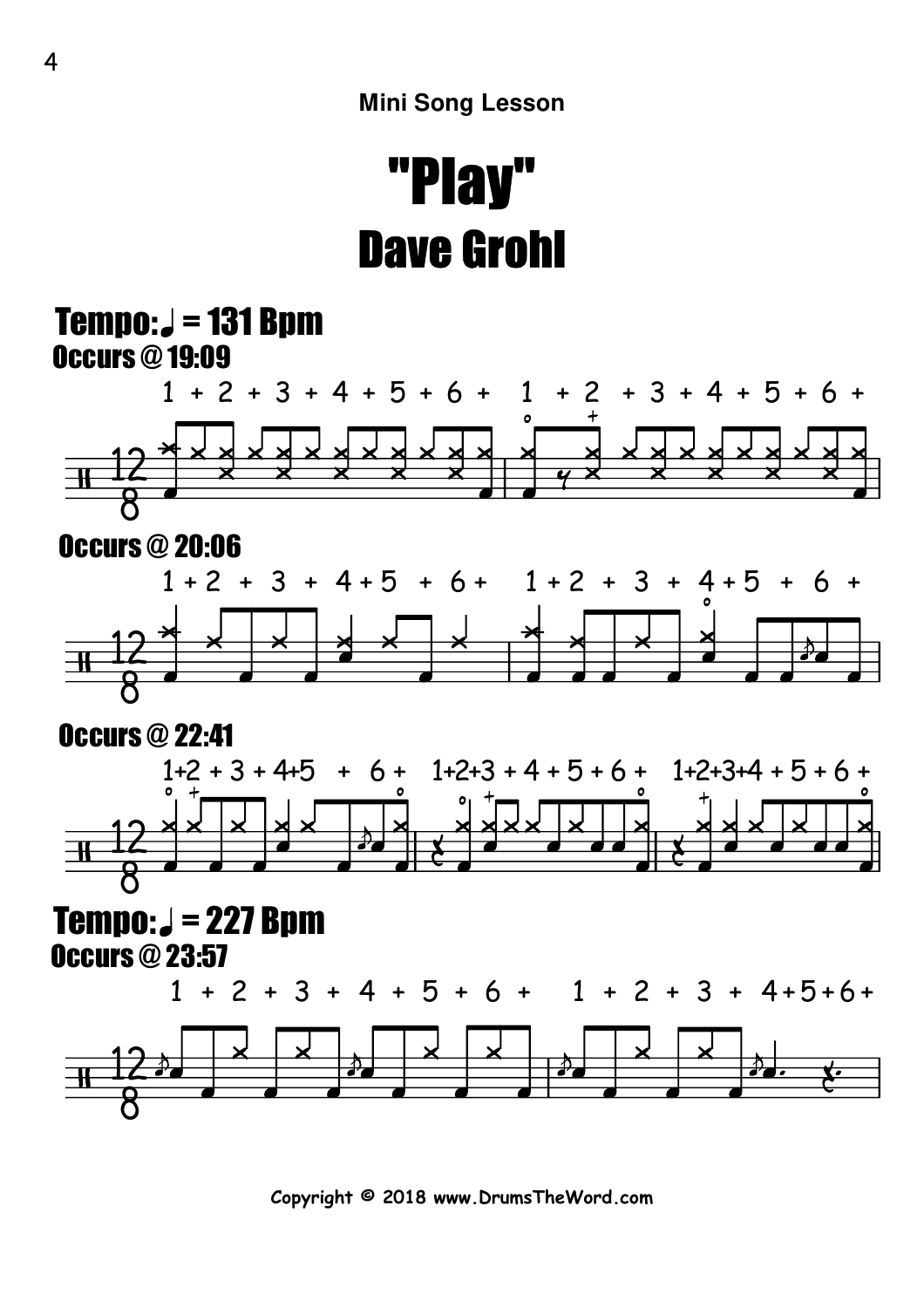Mini Song Lesson

# "Play"

## Dave Grohl

### Tempo: ♩ = 131 Bpm

**Occurs @ 19:09**

**Occurs @ 20:06**

**Occurs @ 22:41**

### Tempo: ♩ = 227 Bpm

**Occurs @ 23:57**

Copyright © 2018 www.DrumsTheWord.com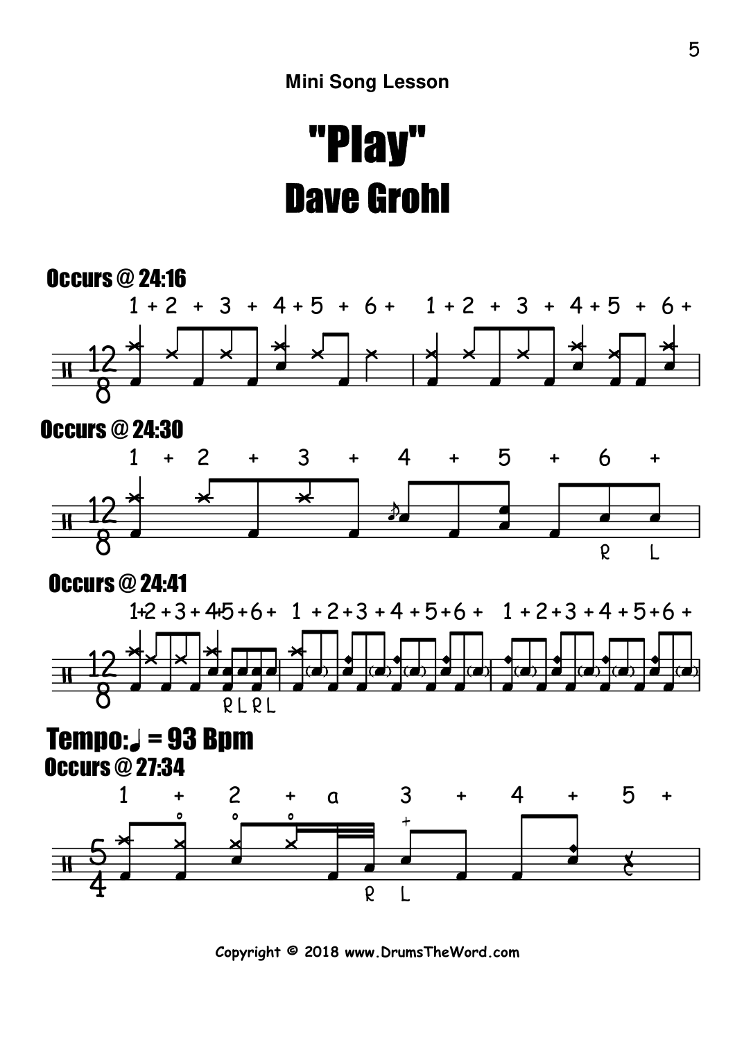Mini Song Lesson

# "Play"

## Dave Grohl

**Occurs @ 24:16**

1 + 2 + 3 + 4 + 5 + 6 + 1 + 2 + 3 + 4 + 5 + 6 +

**Occurs @ 24:30**

1 + 2 + 3 + 4 + 5 + 6 +

R L

**Occurs @ 24:41**

1+2 + 3 + 4+5 + 6 + 1 + 2 + 3 + 4 + 5 + 6 + 1 + 2 + 3 + 4 + 5 + 6 +

R L R L

**Tempo:♩ = 93 Bpm**

**Occurs @ 27:34**

1 + 2 + a 3 + 4 + 5 +

R L

Copyright © 2018 www.DrumsTheWord.com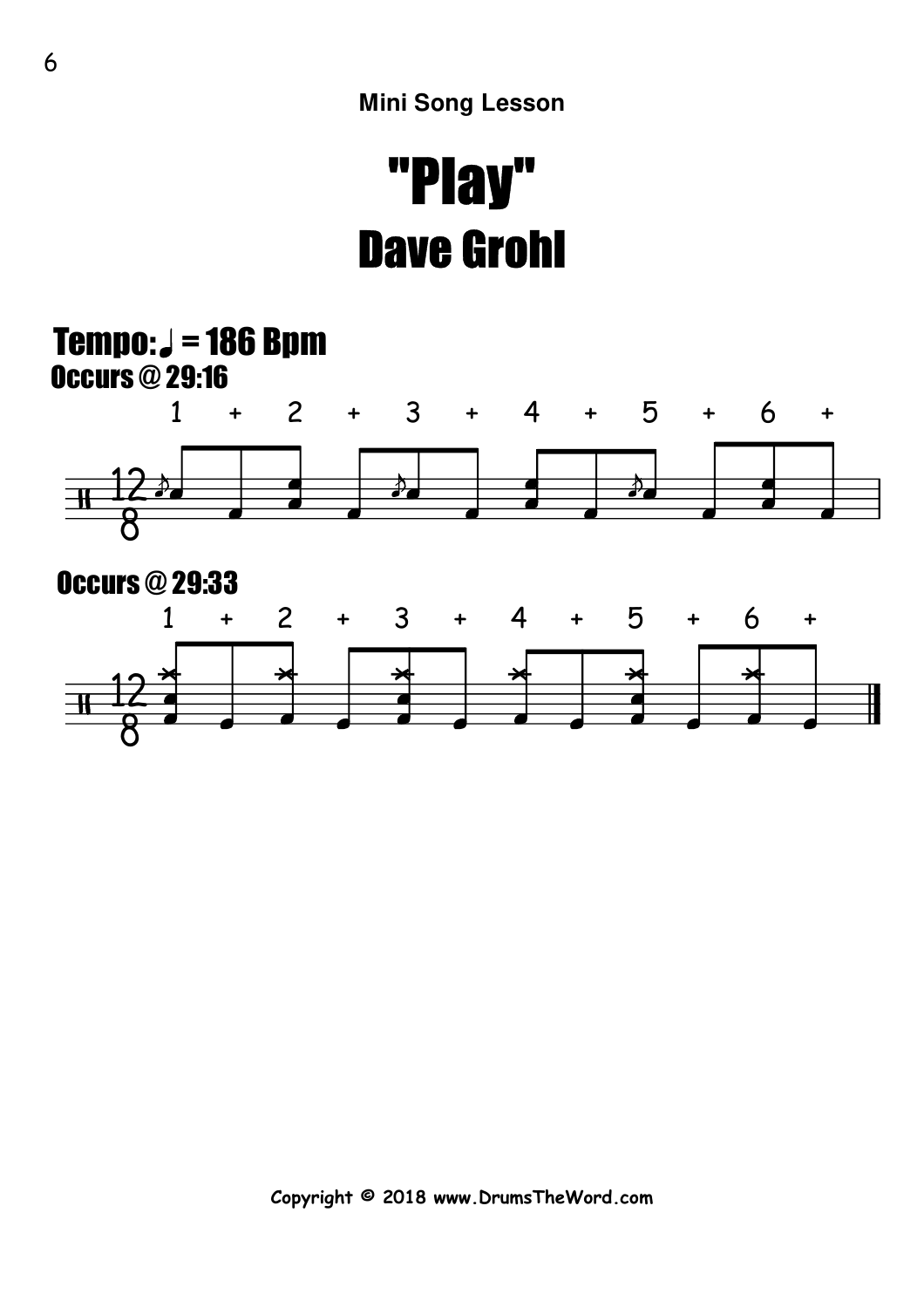Mini Song Lesson

# "Play"

## Dave Grohl

**Tempo: ♩ = 186 Bpm**

**Occurs @ 29:16**

1 + 2 + 3 + 4 + 5 + 6 +

**Occurs @ 29:33**

1 + 2 + 3 + 4 + 5 + 6 +

Copyright © 2018 www.DrumsTheWord.com